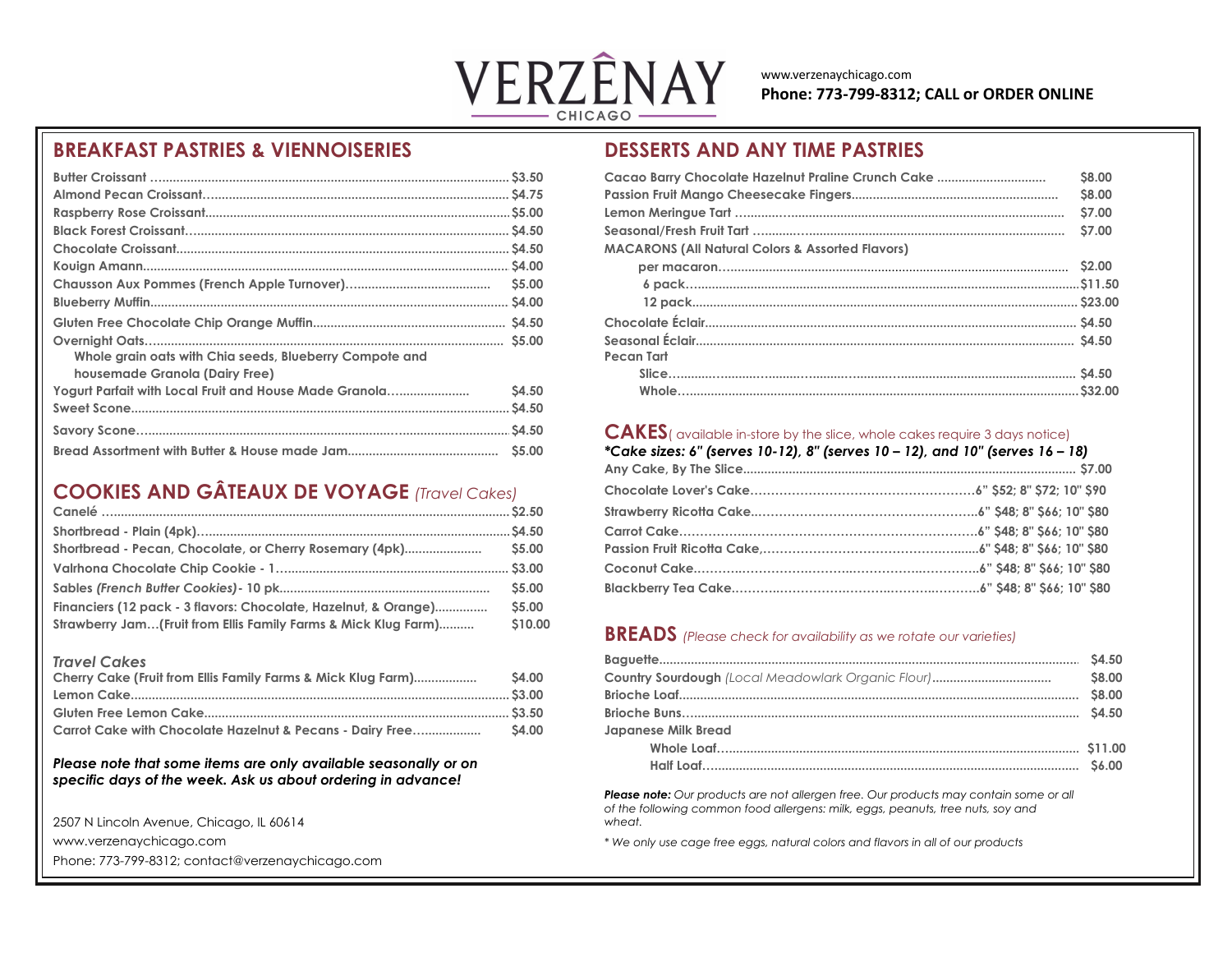# VERZÊNAY CHICAGO

www.verzenaychicago.com
**Phone: 773-799-8312; CALL or ORDER ONLINE**

## BREAKFAST PASTRIES & VIENNOISERIES

| Item | Price |
|---|---|
| Butter Croissant | $3.50 |
| Almond Pecan Croissant | $4.75 |
| Raspberry Rose Croissant | $5.00 |
| Black Forest Croissant | $4.50 |
| Chocolate Croissant | $4.50 |
| Kouign Amann | $4.00 |
| Chausson Aux Pommes (French Apple Turnover) | $5.00 |
| Blueberry Muffin | $4.00 |
| Gluten Free Chocolate Chip Orange Muffin | $4.50 |
| Overnight Oats – Whole grain oats with Chia seeds, Blueberry Compote and housemade Granola (Dairy Free) | $5.00 |
| Yogurt Parfait with Local Fruit and House Made Granola | $4.50 |
| Sweet Scone | $4.50 |
| Savory Scone | $4.50 |
| Bread Assortment with Butter & House made Jam | $5.00 |

## COOKIES AND GÂTEAUX DE VOYAGE *(Travel Cakes)*

| Item | Price |
|---|---|
| Canelé | $2.50 |
| Shortbread - Plain (4pk) | $4.50 |
| Shortbread - Pecan, Chocolate, or Cherry Rosemary (4pk) | $5.00 |
| Valrhona Chocolate Chip Cookie - 1 | $3.00 |
| Sables *(French Butter Cookies)* - 10 pk | $5.00 |
| Financiers (12 pack - 3 flavors: Chocolate, Hazelnut, & Orange) | $5.00 |
| Strawberry Jam…(Fruit from Ellis Family Farms & Mick Klug Farm) | $10.00 |

### *Travel Cakes*

| Item | Price |
|---|---|
| Cherry Cake (Fruit from Ellis Family Farms & Mick Klug Farm) | $4.00 |
| Lemon Cake | $3.00 |
| Gluten Free Lemon Cake | $3.50 |
| Carrot Cake with Chocolate Hazelnut & Pecans - Dairy Free | $4.00 |

***Please note that some items are only available seasonally or on specific days of the week. Ask us about ordering in advance!***

2507 N Lincoln Avenue, Chicago, IL 60614
www.verzenaychicago.com
Phone: 773-799-8312; contact@verzenaychicago.com

## DESSERTS AND ANY TIME PASTRIES

| Item | Price |
|---|---|
| Cacao Barry Chocolate Hazelnut Praline Crunch Cake | $8.00 |
| Passion Fruit Mango Cheesecake Fingers | $8.00 |
| Lemon Meringue Tart | $7.00 |
| Seasonal/Fresh Fruit Tart | $7.00 |
| **MACARONS (All Natural Colors & Assorted Flavors)** | |
| per macaron | $2.00 |
| 6 pack | $11.50 |
| 12 pack | $23.00 |
| Chocolate Éclair | $4.50 |
| Seasonal Éclair | $4.50 |
| **Pecan Tart** | |
| Slice | $4.50 |
| Whole | $32.00 |

## CAKES *( available in-store by the slice, whole cakes require 3 days notice)*

***\*Cake sizes: 6" (serves 10-12), 8" (serves 10 – 12), and 10" (serves 16 – 18)***

| Item | Price |
|---|---|
| Any Cake, By The Slice | $7.00 |
| Chocolate Lover's Cake | 6" $52; 8" $72; 10" $90 |
| Strawberry Ricotta Cake | 6" $48; 8" $66; 10" $80 |
| Carrot Cake | 6" $48; 8" $66; 10" $80 |
| Passion Fruit Ricotta Cake | 6" $48; 8" $66; 10" $80 |
| Coconut Cake | 6" $48; 8" $66; 10" $80 |
| Blackberry Tea Cake | 6" $48; 8" $66; 10" $80 |

## BREADS *(Please check for availability as we rotate our varieties)*

| Item | Price |
|---|---|
| Baguette | $4.50 |
| Country Sourdough *(Local Meadowlark Organic Flour)* | $8.00 |
| Brioche Loaf | $8.00 |
| Brioche Buns | $4.50 |
| **Japanese Milk Bread** | |
| Whole Loaf | $11.00 |
| Half Loaf | $6.00 |

***Please note:*** *Our products are not allergen free. Our products may contain some or all of the following common food allergens: milk, eggs, peanuts, tree nuts, soy and wheat.*

*\* We only use cage free eggs, natural colors and flavors in all of our products*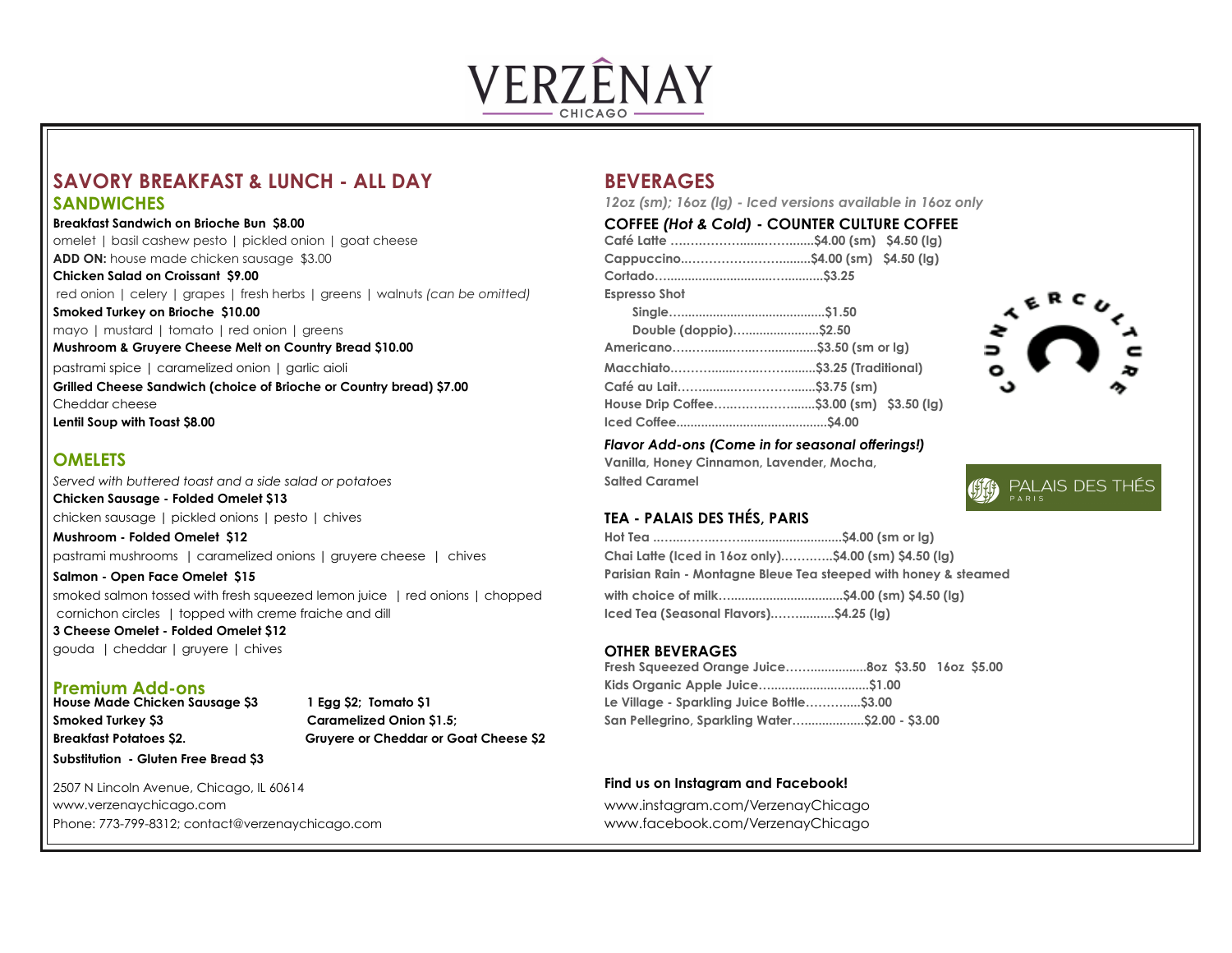# VERZÊNAY

CHICAGO

## SAVORY BREAKFAST & LUNCH - ALL DAY

### SANDWICHES

**Breakfast Sandwich on Brioche Bun $8.00**
omelet | basil cashew pesto | pickled onion | goat cheese
**ADD ON:** house made chicken sausage $3.00

**Chicken Salad on Croissant $9.00**
red onion | celery | grapes | fresh herbs | greens | walnuts *(can be omitted)*

**Smoked Turkey on Brioche $10.00**
mayo | mustard | tomato | red onion | greens

**Mushroom & Gruyere Cheese Melt on Country Bread $10.00**
pastrami spice | caramelized onion | garlic aioli

**Grilled Cheese Sandwich (choice of Brioche or Country bread) $7.00**
Cheddar cheese

**Lentil Soup with Toast $8.00**

### OMELETS

*Served with buttered toast and a side salad or potatoes*

**Chicken Sausage - Folded Omelet $13**
chicken sausage | pickled onions | pesto | chives

**Mushroom - Folded Omelet $12**
pastrami mushrooms | caramelized onions | gruyere cheese | chives

**Salmon - Open Face Omelet $15**
smoked salmon tossed with fresh squeezed lemon juice | red onions | chopped cornichon circles | topped with creme fraiche and dill

**3 Cheese Omelet - Folded Omelet $12**
gouda | cheddar | gruyere | chives

### Premium Add-ons

**House Made Chicken Sausage $3**
**Smoked Turkey $3**
**Breakfast Potatoes $2.**
**1 Egg $2; Tomato $1**
**Caramelized Onion $1.5;**
**Gruyere or Cheddar or Goat Cheese $2**
**Substitution - Gluten Free Bread $3**

2507 N Lincoln Avenue, Chicago, IL 60614
www.verzenaychicago.com
Phone: 773-799-8312; contact@verzenaychicago.com

## BEVERAGES

*12oz (sm); 16oz (lg) - Iced versions available in 16oz only*

### COFFEE *(Hot & Cold)* - COUNTER CULTURE COFFEE

Café Latte ........................$4.00 (sm) $4.50 (lg)
Cappuccino........................$4.00 (sm) $4.50 (lg)
Cortado..................................$3.25
Espresso Shot
- Single..................................$1.50
- Double (doppio)......................$2.50

Americano..............................$3.50 (sm or lg)
Macchiato..............................$3.25 (Traditional)
Café au Lait............................$3.75 (sm)
House Drip Coffee......................$3.00 (sm) $3.50 (lg)
Iced Coffee..............................$4.00

COUNTERCULTURE

***Flavor Add-ons (Come in for seasonal offerings!)***
Vanilla, Honey Cinnamon, Lavender, Mocha, Salted Caramel

PALAIS DES THÉS PARIS

### TEA - PALAIS DES THÉS, PARIS

Hot Tea ..................................$4.00 (sm or lg)
Chai Latte (Iced in 16oz only).............$4.00 (sm) $4.50 (lg)
Parisian Rain - Montagne Bleue Tea steeped with honey & steamed with choice of milk..............$4.00 (sm) $4.50 (lg)
Iced Tea (Seasonal Flavors)...............$4.25 (lg)

### OTHER BEVERAGES

Fresh Squeezed Orange Juice...............8oz $3.50 16oz $5.00
Kids Organic Apple Juice...................$1.00
Le Village - Sparkling Juice Bottle..........$3.00
San Pellegrino, Sparkling Water...............$2.00 - $3.00

**Find us on Instagram and Facebook!**
www.instagram.com/VerzenayChicago
www.facebook.com/VerzenayChicago